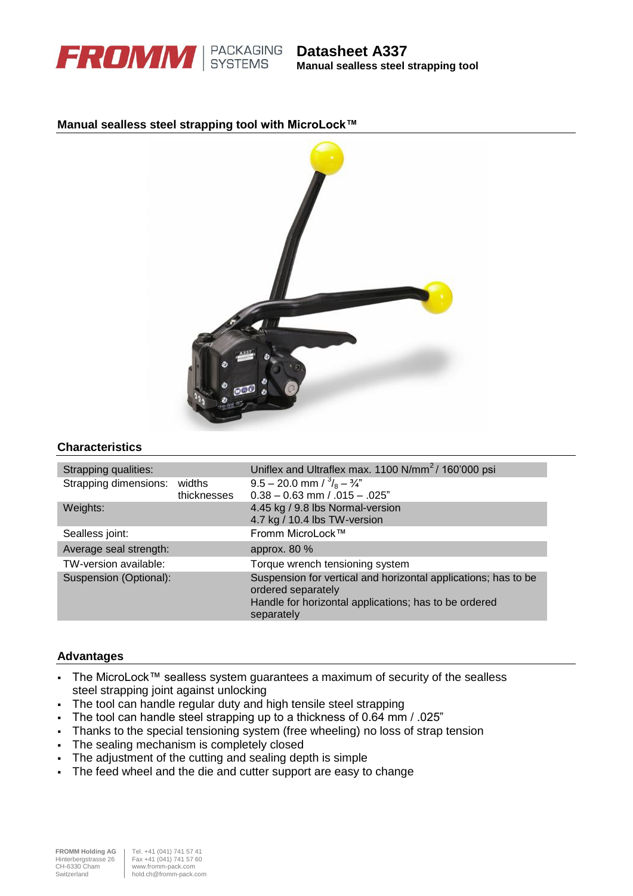FROMM | PACKAGING SYSTEMS

# Datasheet A337

**Manual sealless steel strapping tool**

## Manual sealless steel strapping tool with MicroLock™

## Characteristics

| | | |
|---|---|---|
| Strapping qualities: | | Uniflex and Ultraflex max. 1100 N/mm$^2$ / 160'000 psi |
| Strapping dimensions: | widths<br>thicknesses | 9.5 – 20.0 mm / $^3/_8$ – ¾"<br>0.38 – 0.63 mm / .015 – .025" |
| Weights: | | 4.45 kg / 9.8 lbs Normal-version<br>4.7 kg / 10.4 lbs TW-version |
| Sealless joint: | | Fromm MicroLock™ |
| Average seal strength: | | approx. 80 % |
| TW-version available: | | Torque wrench tensioning system |
| Suspension (Optional): | | Suspension for vertical and horizontal applications; has to be ordered separately<br>Handle for horizontal applications; has to be ordered separately |

## Advantages

- The MicroLock™ sealless system guarantees a maximum of security of the sealless steel strapping joint against unlocking
- The tool can handle regular duty and high tensile steel strapping
- The tool can handle steel strapping up to a thickness of 0.64 mm / .025"
- Thanks to the special tensioning system (free wheeling) no loss of strap tension
- The sealing mechanism is completely closed
- The adjustment of the cutting and sealing depth is simple
- The feed wheel and the die and cutter support are easy to change

**FROMM Holding AG**
Hinterbergstrasse 26
CH-6330 Cham
Switzerland

Tel. +41 (041) 741 57 41
Fax +41 (041) 741 57 60
www.fromm-pack.com
hold.ch@fromm-pack.com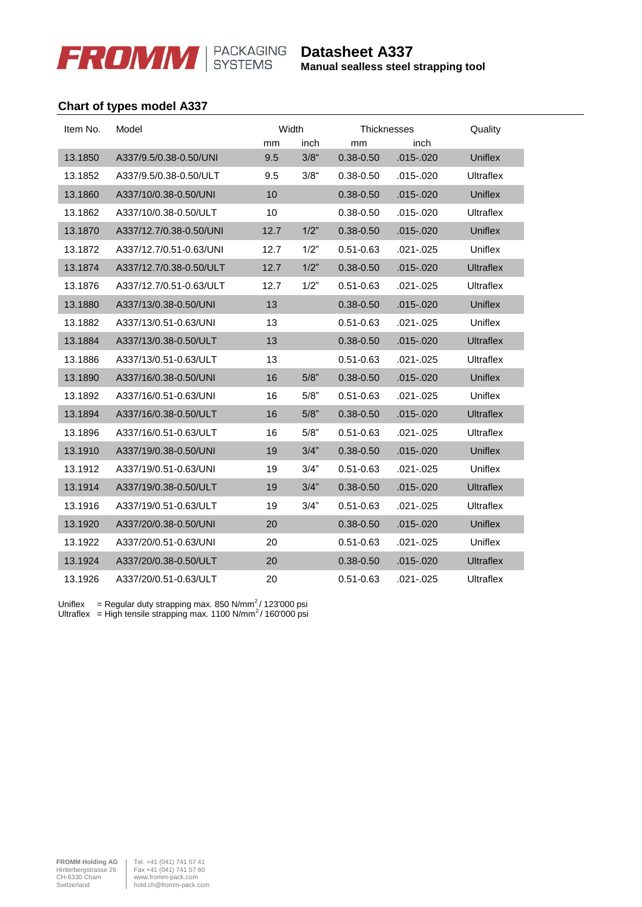FROMM | PACKAGING SYSTEMS

# Datasheet A337

**Manual sealless steel strapping tool**

## Chart of types model A337

| Item No. | Model | Width | | Thicknesses | | Quality |
|---|---|---|---|---|---|---|
| | | mm | inch | mm | inch | |
| 13.1850 | A337/9.5/0.38-0.50/UNI | 9.5 | 3/8“ | 0.38-0.50 | .015-.020 | Uniflex |
| 13.1852 | A337/9.5/0.38-0.50/ULT | 9.5 | 3/8“ | 0.38-0.50 | .015-.020 | Ultraflex |
| 13.1860 | A337/10/0.38-0.50/UNI | 10 | | 0.38-0.50 | .015-.020 | Uniflex |
| 13.1862 | A337/10/0.38-0.50/ULT | 10 | | 0.38-0.50 | .015-.020 | Ultraflex |
| 13.1870 | A337/12.7/0.38-0.50/UNI | 12.7 | 1/2” | 0.38-0.50 | .015-.020 | Uniflex |
| 13.1872 | A337/12.7/0.51-0.63/UNI | 12.7 | 1/2” | 0.51-0.63 | .021-.025 | Uniflex |
| 13.1874 | A337/12.7/0.38-0.50/ULT | 12.7 | 1/2” | 0.38-0.50 | .015-.020 | Ultraflex |
| 13.1876 | A337/12.7/0.51-0.63/ULT | 12.7 | 1/2” | 0.51-0.63 | .021-.025 | Ultraflex |
| 13.1880 | A337/13/0.38-0.50/UNI | 13 | | 0.38-0.50 | .015-.020 | Uniflex |
| 13.1882 | A337/13/0.51-0.63/UNI | 13 | | 0.51-0.63 | .021-.025 | Uniflex |
| 13.1884 | A337/13/0.38-0.50/ULT | 13 | | 0.38-0.50 | .015-.020 | Ultraflex |
| 13.1886 | A337/13/0.51-0.63/ULT | 13 | | 0.51-0.63 | .021-.025 | Ultraflex |
| 13.1890 | A337/16/0.38-0.50/UNI | 16 | 5/8” | 0.38-0.50 | .015-.020 | Uniflex |
| 13.1892 | A337/16/0.51-0.63/UNI | 16 | 5/8” | 0.51-0.63 | .021-.025 | Uniflex |
| 13.1894 | A337/16/0.38-0.50/ULT | 16 | 5/8” | 0.38-0.50 | .015-.020 | Ultraflex |
| 13.1896 | A337/16/0.51-0.63/ULT | 16 | 5/8” | 0.51-0.63 | .021-.025 | Ultraflex |
| 13.1910 | A337/19/0.38-0.50/UNI | 19 | 3/4” | 0.38-0.50 | .015-.020 | Uniflex |
| 13.1912 | A337/19/0.51-0.63/UNI | 19 | 3/4” | 0.51-0.63 | .021-.025 | Uniflex |
| 13.1914 | A337/19/0.38-0.50/ULT | 19 | 3/4” | 0.38-0.50 | .015-.020 | Ultraflex |
| 13.1916 | A337/19/0.51-0.63/ULT | 19 | 3/4” | 0.51-0.63 | .021-.025 | Ultraflex |
| 13.1920 | A337/20/0.38-0.50/UNI | 20 | | 0.38-0.50 | .015-.020 | Uniflex |
| 13.1922 | A337/20/0.51-0.63/UNI | 20 | | 0.51-0.63 | .021-.025 | Uniflex |
| 13.1924 | A337/20/0.38-0.50/ULT | 20 | | 0.38-0.50 | .015-.020 | Ultraflex |
| 13.1926 | A337/20/0.51-0.63/ULT | 20 | | 0.51-0.63 | .021-.025 | Ultraflex |

Uniflex = Regular duty strapping max. 850 N/mm$^2$ / 123'000 psi
Ultraflex = High tensile strapping max. 1100 N/mm$^2$ / 160'000 psi

**FROMM Holding AG**
Hinterbergstrasse 26
CH-6330 Cham
Switzerland

Tel. +41 (041) 741 57 41
Fax +41 (041) 741 57 60
www.fromm-pack.com
hold.ch@fromm-pack.com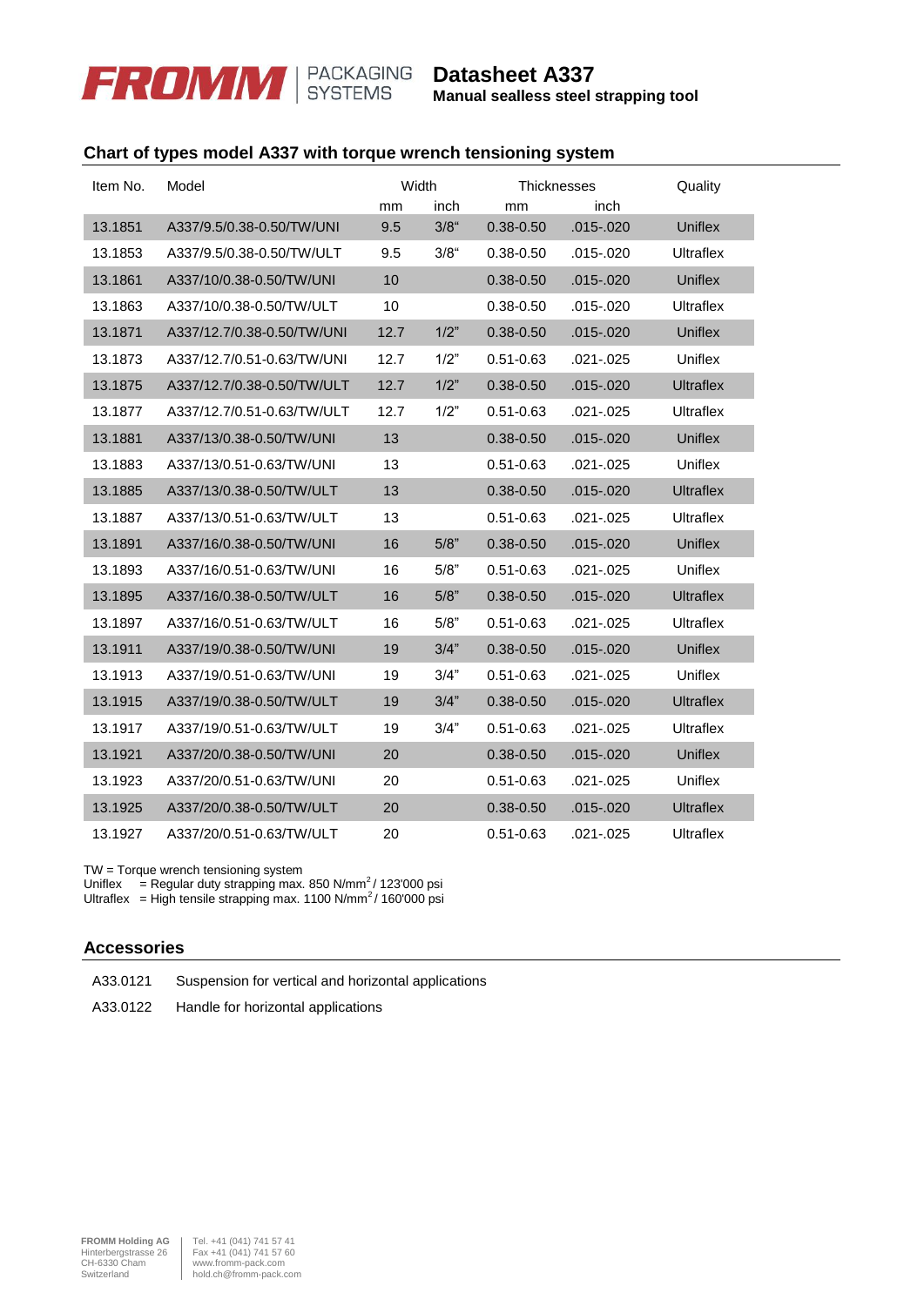# Datasheet A337

**Manual sealless steel strapping tool**

## Chart of types model A337 with torque wrench tensioning system

| Item No. | Model | Width | | Thicknesses | | Quality |
|---|---|---|---|---|---|---|
| | | mm | inch | mm | inch | |
| 13.1851 | A337/9.5/0.38-0.50/TW/UNI | 9.5 | 3/8" | 0.38-0.50 | .015-.020 | Uniflex |
| 13.1853 | A337/9.5/0.38-0.50/TW/ULT | 9.5 | 3/8" | 0.38-0.50 | .015-.020 | Ultraflex |
| 13.1861 | A337/10/0.38-0.50/TW/UNI | 10 | | 0.38-0.50 | .015-.020 | Uniflex |
| 13.1863 | A337/10/0.38-0.50/TW/ULT | 10 | | 0.38-0.50 | .015-.020 | Ultraflex |
| 13.1871 | A337/12.7/0.38-0.50/TW/UNI | 12.7 | 1/2" | 0.38-0.50 | .015-.020 | Uniflex |
| 13.1873 | A337/12.7/0.51-0.63/TW/UNI | 12.7 | 1/2" | 0.51-0.63 | .021-.025 | Uniflex |
| 13.1875 | A337/12.7/0.38-0.50/TW/ULT | 12.7 | 1/2" | 0.38-0.50 | .015-.020 | Ultraflex |
| 13.1877 | A337/12.7/0.51-0.63/TW/ULT | 12.7 | 1/2" | 0.51-0.63 | .021-.025 | Ultraflex |
| 13.1881 | A337/13/0.38-0.50/TW/UNI | 13 | | 0.38-0.50 | .015-.020 | Uniflex |
| 13.1883 | A337/13/0.51-0.63/TW/UNI | 13 | | 0.51-0.63 | .021-.025 | Uniflex |
| 13.1885 | A337/13/0.38-0.50/TW/ULT | 13 | | 0.38-0.50 | .015-.020 | Ultraflex |
| 13.1887 | A337/13/0.51-0.63/TW/ULT | 13 | | 0.51-0.63 | .021-.025 | Ultraflex |
| 13.1891 | A337/16/0.38-0.50/TW/UNI | 16 | 5/8" | 0.38-0.50 | .015-.020 | Uniflex |
| 13.1893 | A337/16/0.51-0.63/TW/UNI | 16 | 5/8" | 0.51-0.63 | .021-.025 | Uniflex |
| 13.1895 | A337/16/0.38-0.50/TW/ULT | 16 | 5/8" | 0.38-0.50 | .015-.020 | Ultraflex |
| 13.1897 | A337/16/0.51-0.63/TW/ULT | 16 | 5/8" | 0.51-0.63 | .021-.025 | Ultraflex |
| 13.1911 | A337/19/0.38-0.50/TW/UNI | 19 | 3/4" | 0.38-0.50 | .015-.020 | Uniflex |
| 13.1913 | A337/19/0.51-0.63/TW/UNI | 19 | 3/4" | 0.51-0.63 | .021-.025 | Uniflex |
| 13.1915 | A337/19/0.38-0.50/TW/ULT | 19 | 3/4" | 0.38-0.50 | .015-.020 | Ultraflex |
| 13.1917 | A337/19/0.51-0.63/TW/ULT | 19 | 3/4" | 0.51-0.63 | .021-.025 | Ultraflex |
| 13.1921 | A337/20/0.38-0.50/TW/UNI | 20 | | 0.38-0.50 | .015-.020 | Uniflex |
| 13.1923 | A337/20/0.51-0.63/TW/UNI | 20 | | 0.51-0.63 | .021-.025 | Uniflex |
| 13.1925 | A337/20/0.38-0.50/TW/ULT | 20 | | 0.38-0.50 | .015-.020 | Ultraflex |
| 13.1927 | A337/20/0.51-0.63/TW/ULT | 20 | | 0.51-0.63 | .021-.025 | Ultraflex |

TW = Torque wrench tensioning system
Uniflex = Regular duty strapping max. 850 N/mm$^2$ / 123'000 psi
Ultraflex = High tensile strapping max. 1100 N/mm$^2$ / 160'000 psi

## Accessories

A33.0121 Suspension for vertical and horizontal applications

A33.0122 Handle for horizontal applications